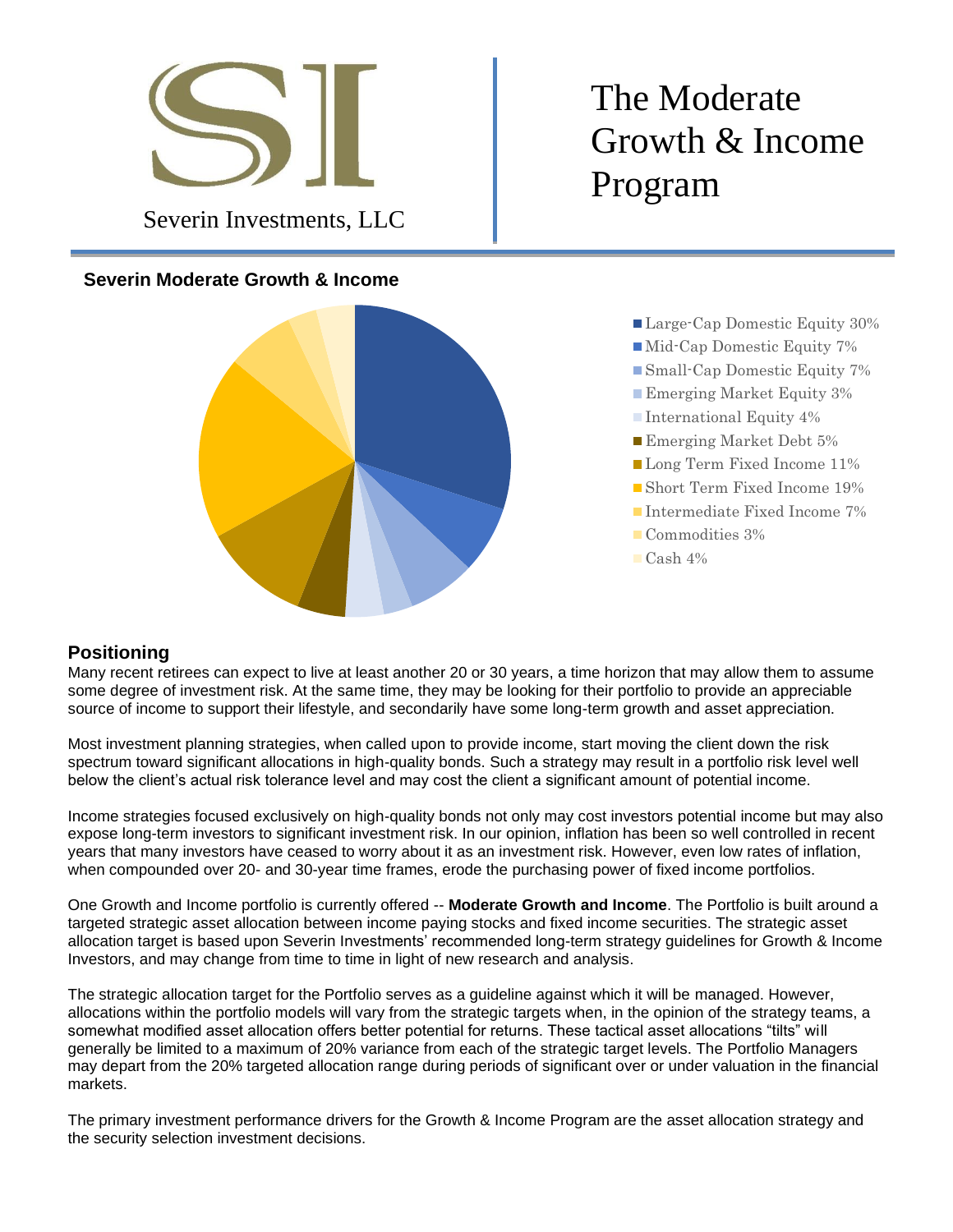Severin Investments, LLC

# The Moderate Growth & Income Program

## Severin Moderate Growth & Income

Large-Cap Domestic Equity 30%
Mid-Cap Domestic Equity 7%
Small-Cap Domestic Equity 7%
Emerging Market Equity 3%
International Equity 4%
Emerging Market Debt 5%
Long Term Fixed Income 11%
Short Term Fixed Income 19%
Intermediate Fixed Income 7%
Commodities 3%
Cash 4%

## Positioning

Many recent retirees can expect to live at least another 20 or 30 years, a time horizon that may allow them to assume some degree of investment risk. At the same time, they may be looking for their portfolio to provide an appreciable source of income to support their lifestyle, and secondarily have some long-term growth and asset appreciation.

Most investment planning strategies, when called upon to provide income, start moving the client down the risk spectrum toward significant allocations in high-quality bonds. Such a strategy may result in a portfolio risk level well below the client's actual risk tolerance level and may cost the client a significant amount of potential income.

Income strategies focused exclusively on high-quality bonds not only may cost investors potential income but may also expose long-term investors to significant investment risk. In our opinion, inflation has been so well controlled in recent years that many investors have ceased to worry about it as an investment risk. However, even low rates of inflation, when compounded over 20- and 30-year time frames, erode the purchasing power of fixed income portfolios.

One Growth and Income portfolio is currently offered -- **Moderate Growth and Income**. The Portfolio is built around a targeted strategic asset allocation between income paying stocks and fixed income securities. The strategic asset allocation target is based upon Severin Investments' recommended long-term strategy guidelines for Growth & Income Investors, and may change from time to time in light of new research and analysis.

The strategic allocation target for the Portfolio serves as a guideline against which it will be managed. However, allocations within the portfolio models will vary from the strategic targets when, in the opinion of the strategy teams, a somewhat modified asset allocation offers better potential for returns. These tactical asset allocations "tilts" will generally be limited to a maximum of 20% variance from each of the strategic target levels. The Portfolio Managers may depart from the 20% targeted allocation range during periods of significant over or under valuation in the financial markets.

The primary investment performance drivers for the Growth & Income Program are the asset allocation strategy and the security selection investment decisions.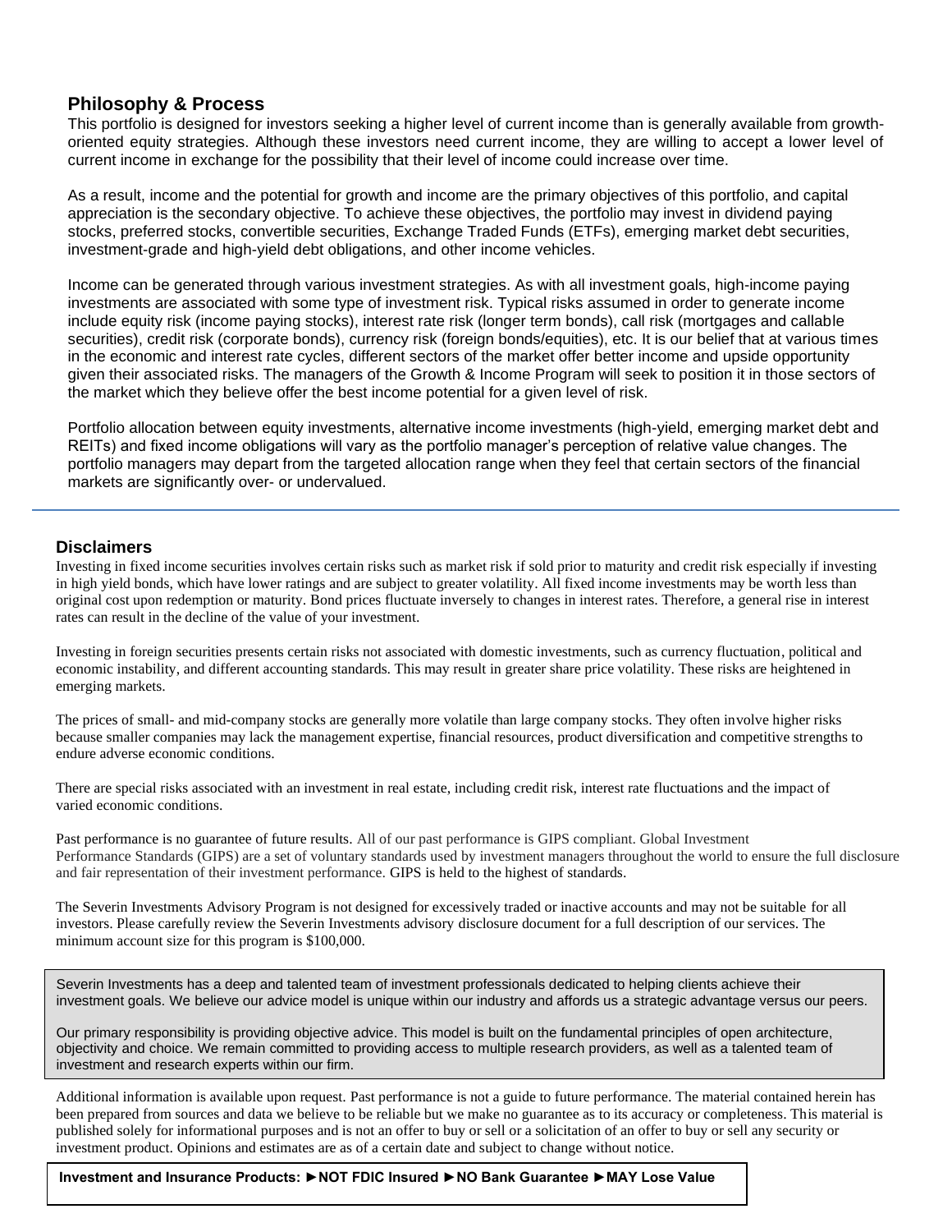## Philosophy & Process

This portfolio is designed for investors seeking a higher level of current income than is generally available from growth-oriented equity strategies. Although these investors need current income, they are willing to accept a lower level of current income in exchange for the possibility that their level of income could increase over time.

As a result, income and the potential for growth and income are the primary objectives of this portfolio, and capital appreciation is the secondary objective. To achieve these objectives, the portfolio may invest in dividend paying stocks, preferred stocks, convertible securities, Exchange Traded Funds (ETFs), emerging market debt securities, investment-grade and high-yield debt obligations, and other income vehicles.

Income can be generated through various investment strategies. As with all investment goals, high-income paying investments are associated with some type of investment risk. Typical risks assumed in order to generate income include equity risk (income paying stocks), interest rate risk (longer term bonds), call risk (mortgages and callable securities), credit risk (corporate bonds), currency risk (foreign bonds/equities), etc. It is our belief that at various times in the economic and interest rate cycles, different sectors of the market offer better income and upside opportunity given their associated risks. The managers of the Growth & Income Program will seek to position it in those sectors of the market which they believe offer the best income potential for a given level of risk.

Portfolio allocation between equity investments, alternative income investments (high-yield, emerging market debt and REITs) and fixed income obligations will vary as the portfolio manager's perception of relative value changes. The portfolio managers may depart from the targeted allocation range when they feel that certain sectors of the financial markets are significantly over- or undervalued.

---

### Disclaimers

Investing in fixed income securities involves certain risks such as market risk if sold prior to maturity and credit risk especially if investing in high yield bonds, which have lower ratings and are subject to greater volatility. All fixed income investments may be worth less than original cost upon redemption or maturity. Bond prices fluctuate inversely to changes in interest rates. Therefore, a general rise in interest rates can result in the decline of the value of your investment.

Investing in foreign securities presents certain risks not associated with domestic investments, such as currency fluctuation, political and economic instability, and different accounting standards. This may result in greater share price volatility. These risks are heightened in emerging markets.

The prices of small- and mid-company stocks are generally more volatile than large company stocks. They often involve higher risks because smaller companies may lack the management expertise, financial resources, product diversification and competitive strengths to endure adverse economic conditions.

There are special risks associated with an investment in real estate, including credit risk, interest rate fluctuations and the impact of varied economic conditions.

Past performance is no guarantee of future results. All of our past performance is GIPS compliant. Global Investment Performance Standards (GIPS) are a set of voluntary standards used by investment managers throughout the world to ensure the full disclosure and fair representation of their investment performance. GIPS is held to the highest of standards.

The Severin Investments Advisory Program is not designed for excessively traded or inactive accounts and may not be suitable for all investors. Please carefully review the Severin Investments advisory disclosure document for a full description of our services. The minimum account size for this program is $100,000.

Severin Investments has a deep and talented team of investment professionals dedicated to helping clients achieve their investment goals. We believe our advice model is unique within our industry and affords us a strategic advantage versus our peers.

Our primary responsibility is providing objective advice. This model is built on the fundamental principles of open architecture, objectivity and choice. We remain committed to providing access to multiple research providers, as well as a talented team of investment and research experts within our firm.

Additional information is available upon request. Past performance is not a guide to future performance. The material contained herein has been prepared from sources and data we believe to be reliable but we make no guarantee as to its accuracy or completeness. This material is published solely for informational purposes and is not an offer to buy or sell or a solicitation of an offer to buy or sell any security or investment product. Opinions and estimates are as of a certain date and subject to change without notice.

**Investment and Insurance Products: ►NOT FDIC Insured ►NO Bank Guarantee ►MAY Lose Value**